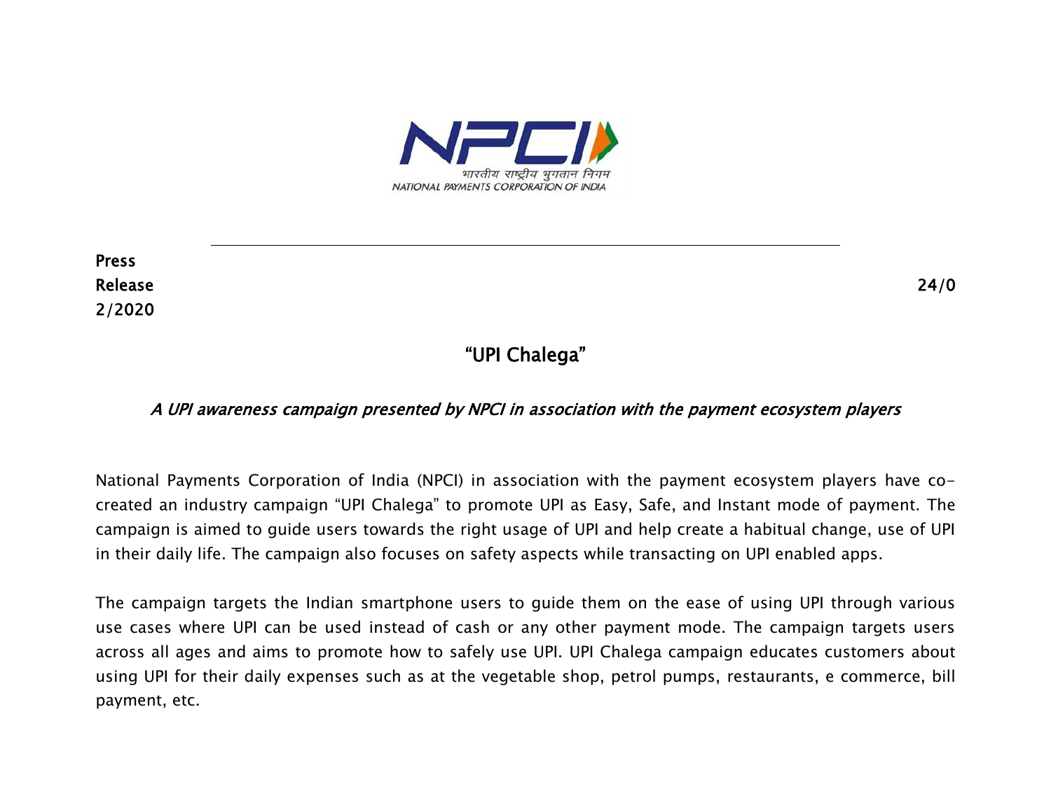NPCI

भारतीय राष्ट्रीय भुगतान निगम

NATIONAL PAYMENTS CORPORATION OF INDIA

**Press Release** **24/02/2020**

# "UPI Chalega"

***A UPI awareness campaign presented by NPCI in association with the payment ecosystem players***

National Payments Corporation of India (NPCI) in association with the payment ecosystem players have co-created an industry campaign "UPI Chalega" to promote UPI as Easy, Safe, and Instant mode of payment. The campaign is aimed to guide users towards the right usage of UPI and help create a habitual change, use of UPI in their daily life. The campaign also focuses on safety aspects while transacting on UPI enabled apps.

The campaign targets the Indian smartphone users to guide them on the ease of using UPI through various use cases where UPI can be used instead of cash or any other payment mode. The campaign targets users across all ages and aims to promote how to safely use UPI. UPI Chalega campaign educates customers about using UPI for their daily expenses such as at the vegetable shop, petrol pumps, restaurants, e commerce, bill payment, etc.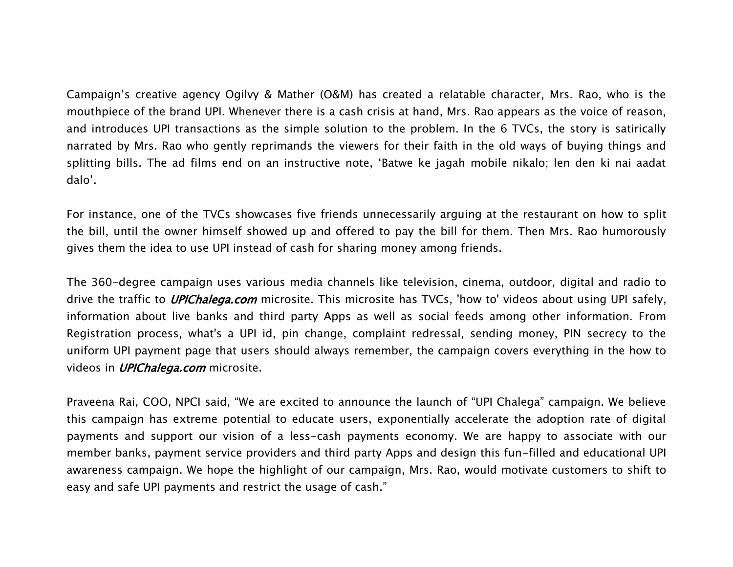Campaign's creative agency Ogilvy & Mather (O&M) has created a relatable character, Mrs. Rao, who is the mouthpiece of the brand UPI. Whenever there is a cash crisis at hand, Mrs. Rao appears as the voice of reason, and introduces UPI transactions as the simple solution to the problem. In the 6 TVCs, the story is satirically narrated by Mrs. Rao who gently reprimands the viewers for their faith in the old ways of buying things and splitting bills. The ad films end on an instructive note, 'Batwe ke jagah mobile nikalo; len den ki nai aadat dalo'.

For instance, one of the TVCs showcases five friends unnecessarily arguing at the restaurant on how to split the bill, until the owner himself showed up and offered to pay the bill for them. Then Mrs. Rao humorously gives them the idea to use UPI instead of cash for sharing money among friends.

The 360-degree campaign uses various media channels like television, cinema, outdoor, digital and radio to drive the traffic to *UPIChalega.com* microsite. This microsite has TVCs, 'how to' videos about using UPI safely, information about live banks and third party Apps as well as social feeds among other information. From Registration process, what's a UPI id, pin change, complaint redressal, sending money, PIN secrecy to the uniform UPI payment page that users should always remember, the campaign covers everything in the how to videos in *UPIChalega.com* microsite.

Praveena Rai, COO, NPCI said, "We are excited to announce the launch of "UPI Chalega" campaign. We believe this campaign has extreme potential to educate users, exponentially accelerate the adoption rate of digital payments and support our vision of a less-cash payments economy. We are happy to associate with our member banks, payment service providers and third party Apps and design this fun-filled and educational UPI awareness campaign. We hope the highlight of our campaign, Mrs. Rao, would motivate customers to shift to easy and safe UPI payments and restrict the usage of cash."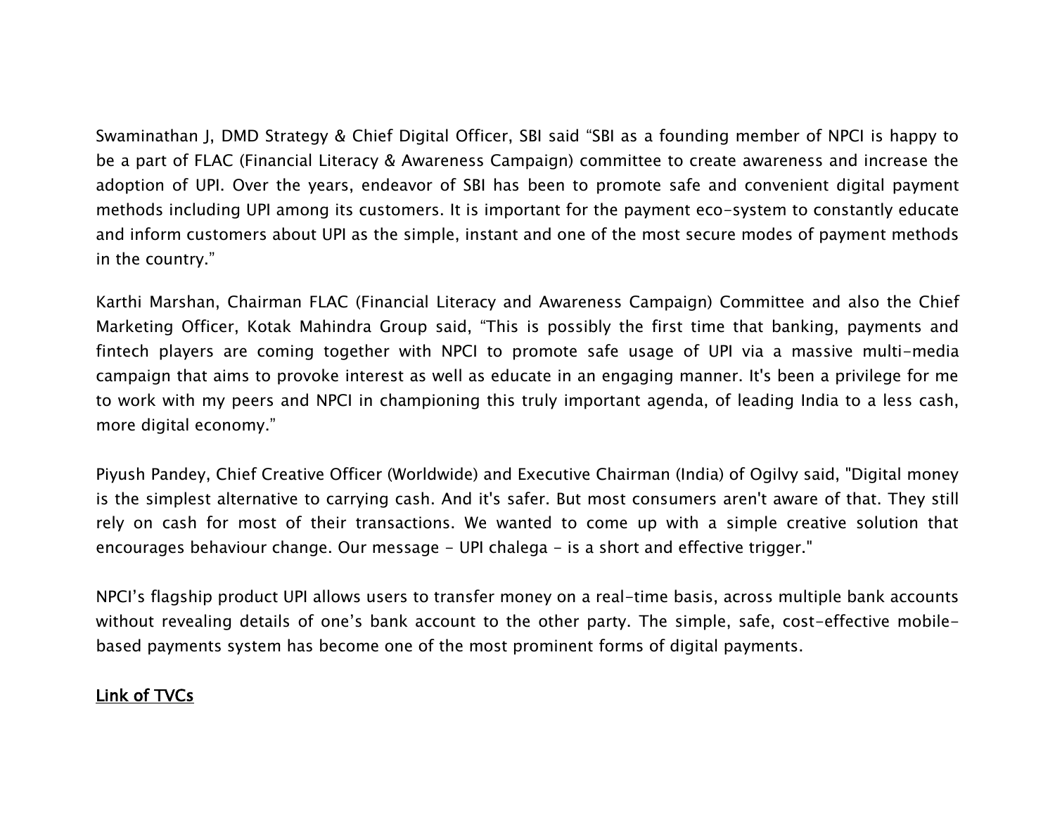Swaminathan J, DMD Strategy & Chief Digital Officer, SBI said "SBI as a founding member of NPCI is happy to be a part of FLAC (Financial Literacy & Awareness Campaign) committee to create awareness and increase the adoption of UPI. Over the years, endeavor of SBI has been to promote safe and convenient digital payment methods including UPI among its customers. It is important for the payment eco-system to constantly educate and inform customers about UPI as the simple, instant and one of the most secure modes of payment methods in the country."

Karthi Marshan, Chairman FLAC (Financial Literacy and Awareness Campaign) Committee and also the Chief Marketing Officer, Kotak Mahindra Group said, "This is possibly the first time that banking, payments and fintech players are coming together with NPCI to promote safe usage of UPI via a massive multi-media campaign that aims to provoke interest as well as educate in an engaging manner. It's been a privilege for me to work with my peers and NPCI in championing this truly important agenda, of leading India to a less cash, more digital economy."

Piyush Pandey, Chief Creative Officer (Worldwide) and Executive Chairman (India) of Ogilvy said, "Digital money is the simplest alternative to carrying cash. And it's safer. But most consumers aren't aware of that. They still rely on cash for most of their transactions. We wanted to come up with a simple creative solution that encourages behaviour change. Our message - UPI chalega - is a short and effective trigger."

NPCI's flagship product UPI allows users to transfer money on a real-time basis, across multiple bank accounts without revealing details of one's bank account to the other party. The simple, safe, cost-effective mobile-based payments system has become one of the most prominent forms of digital payments.

Link of TVCs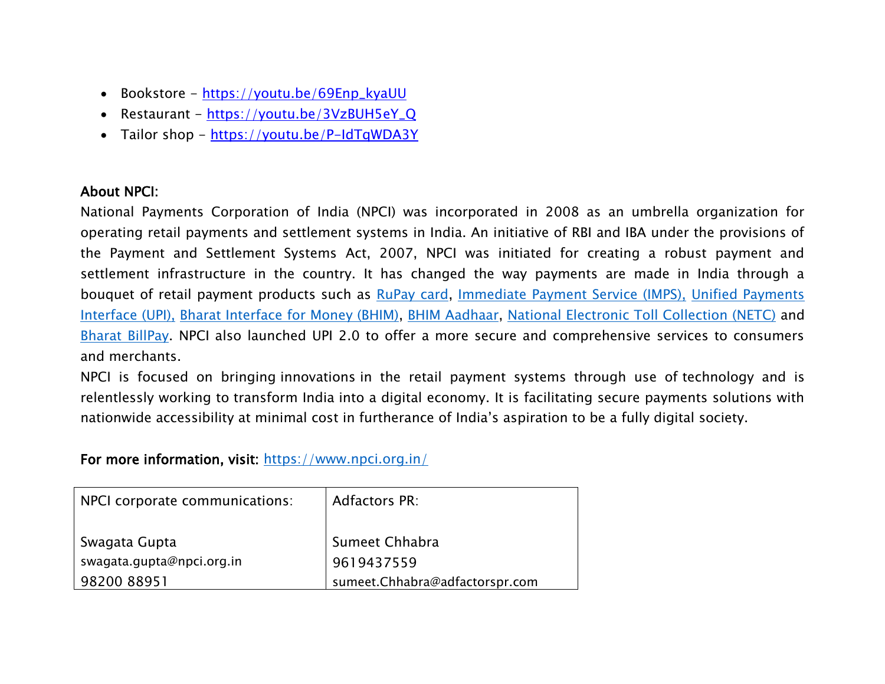- Bookstore – https://youtu.be/69Enp_kyaUU
- Restaurant – https://youtu.be/3VzBUH5eY_Q
- Tailor shop – https://youtu.be/P-IdTqWDA3Y

**About NPCI:**

National Payments Corporation of India (NPCI) was incorporated in 2008 as an umbrella organization for operating retail payments and settlement systems in India. An initiative of RBI and IBA under the provisions of the Payment and Settlement Systems Act, 2007, NPCI was initiated for creating a robust payment and settlement infrastructure in the country. It has changed the way payments are made in India through a bouquet of retail payment products such as RuPay card, Immediate Payment Service (IMPS), Unified Payments Interface (UPI), Bharat Interface for Money (BHIM), BHIM Aadhaar, National Electronic Toll Collection (NETC) and Bharat BillPay. NPCI also launched UPI 2.0 to offer a more secure and comprehensive services to consumers and merchants.

NPCI is focused on bringing innovations in the retail payment systems through use of technology and is relentlessly working to transform India into a digital economy. It is facilitating secure payments solutions with nationwide accessibility at minimal cost in furtherance of India's aspiration to be a fully digital society.

**For more information, visit:** https://www.npci.org.in/

| | |
|---|---|
| NPCI corporate communications:<br><br>Swagata Gupta<br>swagata.gupta@npci.org.in<br>98200 88951 | Adfactors PR:<br><br>Sumeet Chhabra<br>9619437559<br>sumeet.Chhabra@adfactorspr.com |